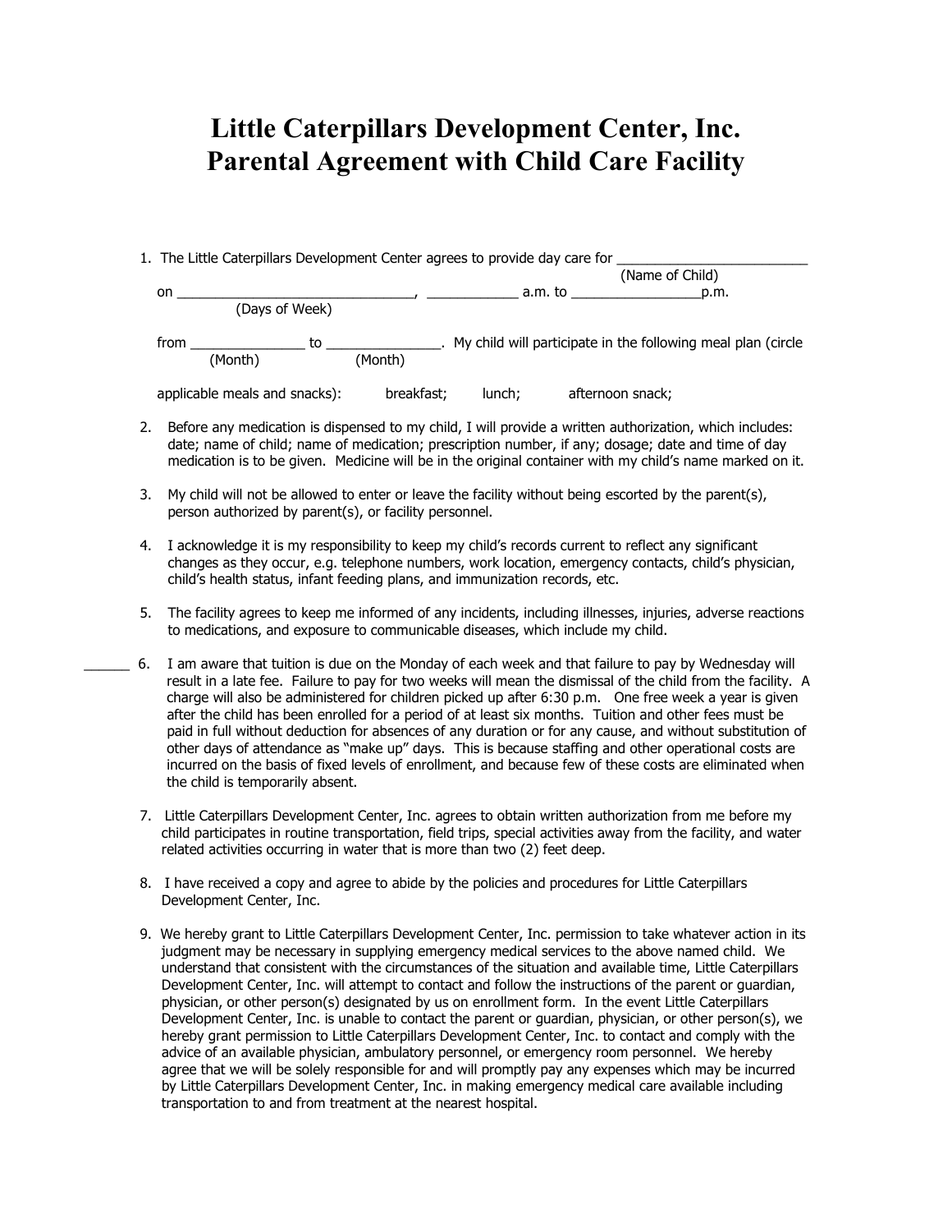# Little Caterpillars Development Center, Inc.
# Parental Agreement with Child Care Facility

1. The Little Caterpillars Development Center agrees to provide day care for _________________________ (Name of Child) on _______________________________ (Days of Week), ____________ a.m. to _________________p.m. from _______________ (Month) to _______________ (Month). My child will participate in the following meal plan (circle applicable meals and snacks): breakfast; lunch; afternoon snack;

2. Before any medication is dispensed to my child, I will provide a written authorization, which includes: date; name of child; name of medication; prescription number, if any; dosage; date and time of day medication is to be given. Medicine will be in the original container with my child's name marked on it.

3. My child will not be allowed to enter or leave the facility without being escorted by the parent(s), person authorized by parent(s), or facility personnel.

4. I acknowledge it is my responsibility to keep my child's records current to reflect any significant changes as they occur, e.g. telephone numbers, work location, emergency contacts, child's physician, child's health status, infant feeding plans, and immunization records, etc.

5. The facility agrees to keep me informed of any incidents, including illnesses, injuries, adverse reactions to medications, and exposure to communicable diseases, which include my child.

______ 6. I am aware that tuition is due on the Monday of each week and that failure to pay by Wednesday will result in a late fee. Failure to pay for two weeks will mean the dismissal of the child from the facility. A charge will also be administered for children picked up after 6:30 p.m. One free week a year is given after the child has been enrolled for a period of at least six months. Tuition and other fees must be paid in full without deduction for absences of any duration or for any cause, and without substitution of other days of attendance as "make up" days. This is because staffing and other operational costs are incurred on the basis of fixed levels of enrollment, and because few of these costs are eliminated when the child is temporarily absent.

7. Little Caterpillars Development Center, Inc. agrees to obtain written authorization from me before my child participates in routine transportation, field trips, special activities away from the facility, and water related activities occurring in water that is more than two (2) feet deep.

8. I have received a copy and agree to abide by the policies and procedures for Little Caterpillars Development Center, Inc.

9. We hereby grant to Little Caterpillars Development Center, Inc. permission to take whatever action in its judgment may be necessary in supplying emergency medical services to the above named child. We understand that consistent with the circumstances of the situation and available time, Little Caterpillars Development Center, Inc. will attempt to contact and follow the instructions of the parent or guardian, physician, or other person(s) designated by us on enrollment form. In the event Little Caterpillars Development Center, Inc. is unable to contact the parent or guardian, physician, or other person(s), we hereby grant permission to Little Caterpillars Development Center, Inc. to contact and comply with the advice of an available physician, ambulatory personnel, or emergency room personnel. We hereby agree that we will be solely responsible for and will promptly pay any expenses which may be incurred by Little Caterpillars Development Center, Inc. in making emergency medical care available including transportation to and from treatment at the nearest hospital.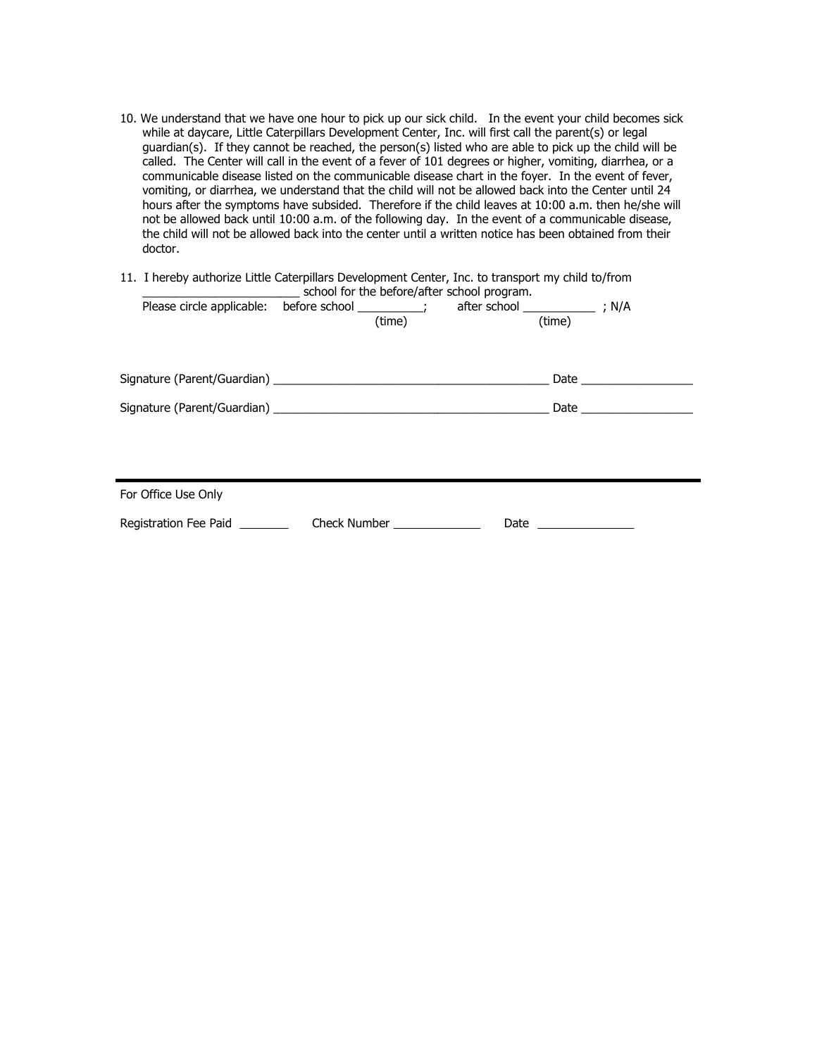10. We understand that we have one hour to pick up our sick child. In the event your child becomes sick while at daycare, Little Caterpillars Development Center, Inc. will first call the parent(s) or legal guardian(s). If they cannot be reached, the person(s) listed who are able to pick up the child will be called. The Center will call in the event of a fever of 101 degrees or higher, vomiting, diarrhea, or a communicable disease listed on the communicable disease chart in the foyer. In the event of fever, vomiting, or diarrhea, we understand that the child will not be allowed back into the Center until 24 hours after the symptoms have subsided. Therefore if the child leaves at 10:00 a.m. then he/she will not be allowed back until 10:00 a.m. of the following day. In the event of a communicable disease, the child will not be allowed back into the center until a written notice has been obtained from their doctor.

11. I hereby authorize Little Caterpillars Development Center, Inc. to transport my child to/from ________________________ school for the before/after school program.
    Please circle applicable: before school __________ (time); after school ___________ (time); N/A

Signature (Parent/Guardian) ___________________________________________ Date _________________

Signature (Parent/Guardian) ___________________________________________ Date _________________

---

For Office Use Only

Registration Fee Paid ________ Check Number ______________ Date _______________